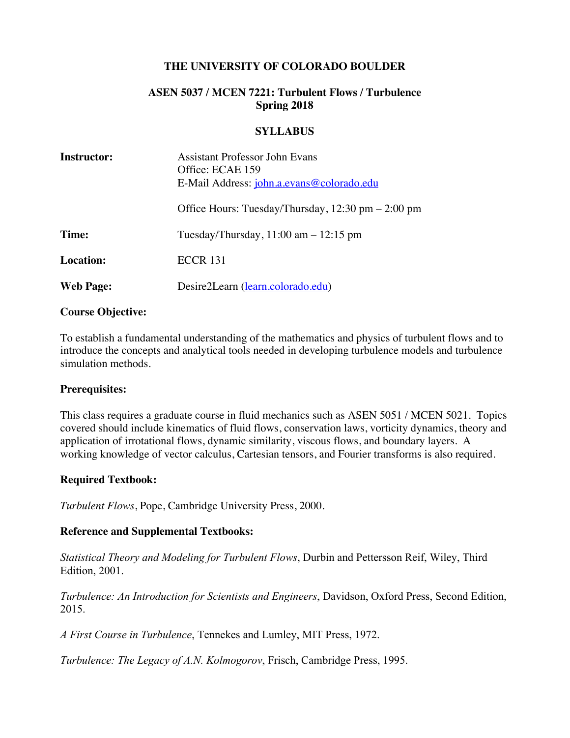# THE UNIVERSITY OF COLORADO BOULDER

## ASEN 5037 / MCEN 7221: Turbulent Flows / Turbulence
## Spring 2018

## SYLLABUS

**Instructor:** Assistant Professor John Evans
Office: ECAE 159
E-Mail Address: john.a.evans@colorado.edu

Office Hours: Tuesday/Thursday, 12:30 pm – 2:00 pm

**Time:** Tuesday/Thursday, 11:00 am – 12:15 pm

**Location:** ECCR 131

**Web Page:** Desire2Learn (learn.colorado.edu)

### Course Objective:

To establish a fundamental understanding of the mathematics and physics of turbulent flows and to introduce the concepts and analytical tools needed in developing turbulence models and turbulence simulation methods.

### Prerequisites:

This class requires a graduate course in fluid mechanics such as ASEN 5051 / MCEN 5021. Topics covered should include kinematics of fluid flows, conservation laws, vorticity dynamics, theory and application of irrotational flows, dynamic similarity, viscous flows, and boundary layers. A working knowledge of vector calculus, Cartesian tensors, and Fourier transforms is also required.

### Required Textbook:

*Turbulent Flows*, Pope, Cambridge University Press, 2000.

### Reference and Supplemental Textbooks:

*Statistical Theory and Modeling for Turbulent Flows*, Durbin and Pettersson Reif, Wiley, Third Edition, 2001.

*Turbulence: An Introduction for Scientists and Engineers*, Davidson, Oxford Press, Second Edition, 2015.

*A First Course in Turbulence*, Tennekes and Lumley, MIT Press, 1972.

*Turbulence: The Legacy of A.N. Kolmogorov*, Frisch, Cambridge Press, 1995.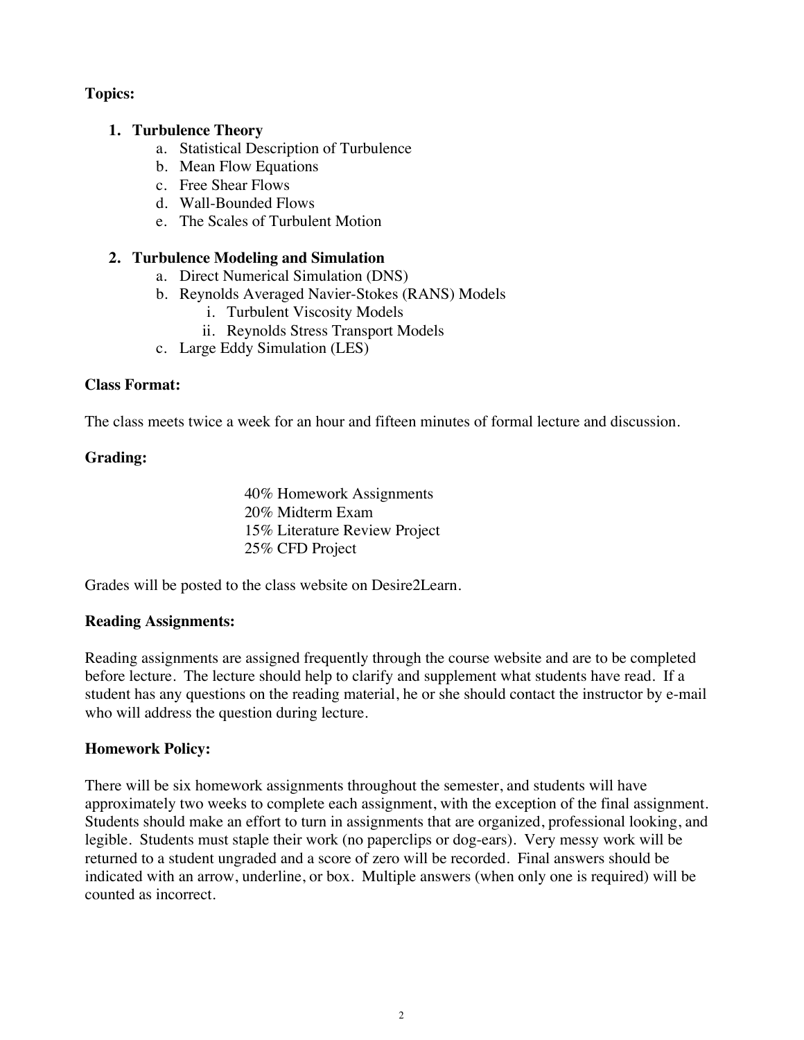**Topics:**

1. **Turbulence Theory**
   a. Statistical Description of Turbulence
   b. Mean Flow Equations
   c. Free Shear Flows
   d. Wall-Bounded Flows
   e. The Scales of Turbulent Motion

2. **Turbulence Modeling and Simulation**
   a. Direct Numerical Simulation (DNS)
   b. Reynolds Averaged Navier-Stokes (RANS) Models
      i. Turbulent Viscosity Models
      ii. Reynolds Stress Transport Models
   c. Large Eddy Simulation (LES)

**Class Format:**

The class meets twice a week for an hour and fifteen minutes of formal lecture and discussion.

**Grading:**

40% Homework Assignments
20% Midterm Exam
15% Literature Review Project
25% CFD Project

Grades will be posted to the class website on Desire2Learn.

**Reading Assignments:**

Reading assignments are assigned frequently through the course website and are to be completed before lecture. The lecture should help to clarify and supplement what students have read. If a student has any questions on the reading material, he or she should contact the instructor by e-mail who will address the question during lecture.

**Homework Policy:**

There will be six homework assignments throughout the semester, and students will have approximately two weeks to complete each assignment, with the exception of the final assignment. Students should make an effort to turn in assignments that are organized, professional looking, and legible. Students must staple their work (no paperclips or dog-ears). Very messy work will be returned to a student ungraded and a score of zero will be recorded. Final answers should be indicated with an arrow, underline, or box. Multiple answers (when only one is required) will be counted as incorrect.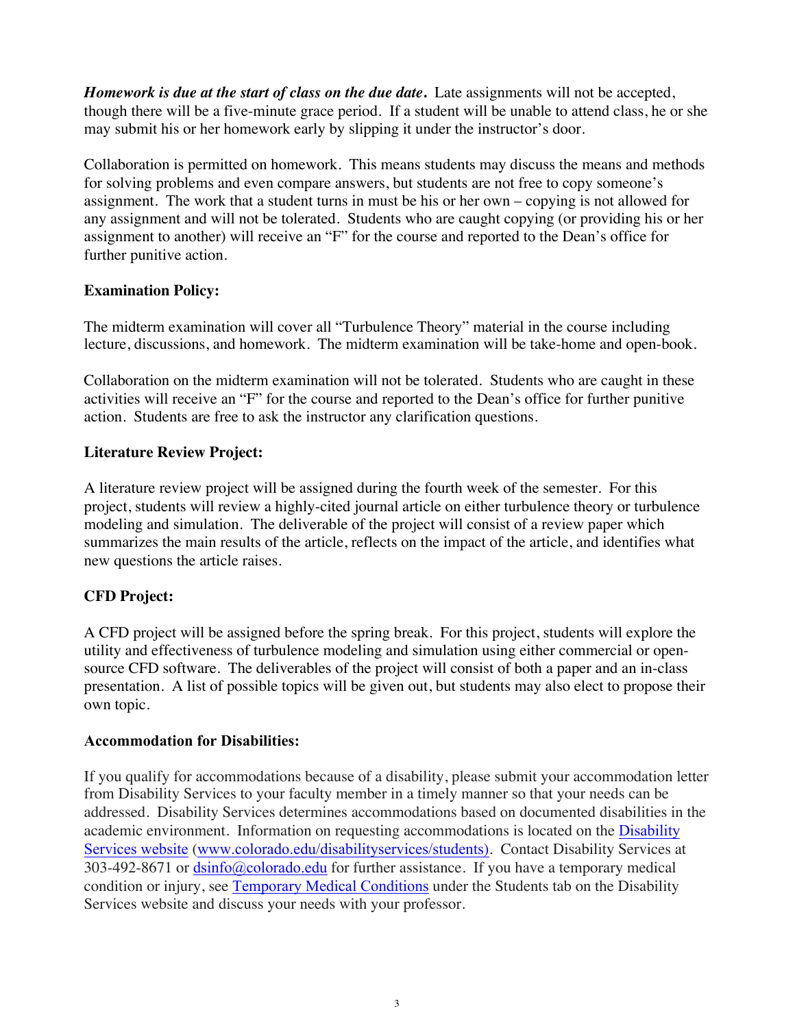***Homework is due at the start of class on the due date.*** Late assignments will not be accepted, though there will be a five-minute grace period. If a student will be unable to attend class, he or she may submit his or her homework early by slipping it under the instructor's door.

Collaboration is permitted on homework. This means students may discuss the means and methods for solving problems and even compare answers, but students are not free to copy someone's assignment. The work that a student turns in must be his or her own – copying is not allowed for any assignment and will not be tolerated. Students who are caught copying (or providing his or her assignment to another) will receive an "F" for the course and reported to the Dean's office for further punitive action.

**Examination Policy:**

The midterm examination will cover all "Turbulence Theory" material in the course including lecture, discussions, and homework. The midterm examination will be take-home and open-book.

Collaboration on the midterm examination will not be tolerated. Students who are caught in these activities will receive an "F" for the course and reported to the Dean's office for further punitive action. Students are free to ask the instructor any clarification questions.

**Literature Review Project:**

A literature review project will be assigned during the fourth week of the semester. For this project, students will review a highly-cited journal article on either turbulence theory or turbulence modeling and simulation. The deliverable of the project will consist of a review paper which summarizes the main results of the article, reflects on the impact of the article, and identifies what new questions the article raises.

**CFD Project:**

A CFD project will be assigned before the spring break. For this project, students will explore the utility and effectiveness of turbulence modeling and simulation using either commercial or open-source CFD software. The deliverables of the project will consist of both a paper and an in-class presentation. A list of possible topics will be given out, but students may also elect to propose their own topic.

**Accommodation for Disabilities:**

If you qualify for accommodations because of a disability, please submit your accommodation letter from Disability Services to your faculty member in a timely manner so that your needs can be addressed. Disability Services determines accommodations based on documented disabilities in the academic environment. Information on requesting accommodations is located on the [Disability Services website](www.colorado.edu/disabilityservices/students) (www.colorado.edu/disabilityservices/students). Contact Disability Services at 303-492-8671 or [dsinfo@colorado.edu](mailto:dsinfo@colorado.edu) for further assistance. If you have a temporary medical condition or injury, see Temporary Medical Conditions under the Students tab on the Disability Services website and discuss your needs with your professor.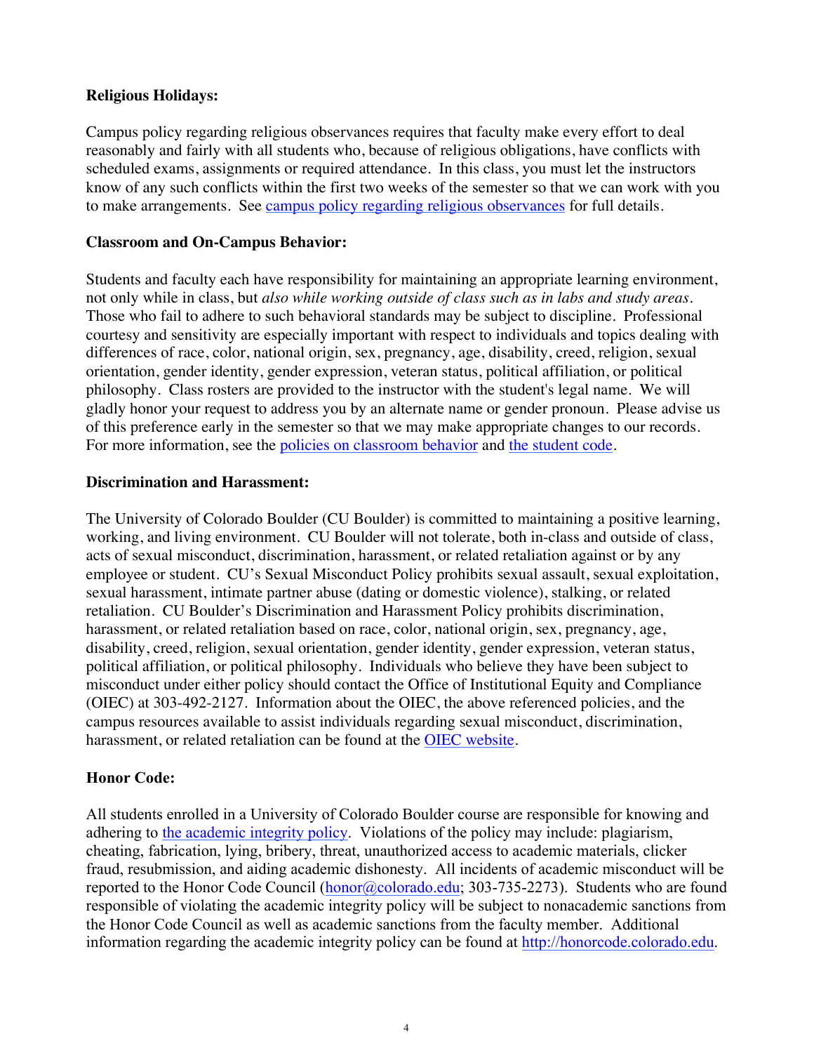**Religious Holidays:**

Campus policy regarding religious observances requires that faculty make every effort to deal reasonably and fairly with all students who, because of religious obligations, have conflicts with scheduled exams, assignments or required attendance. In this class, you must let the instructors know of any such conflicts within the first two weeks of the semester so that we can work with you to make arrangements. See campus policy regarding religious observances for full details.

**Classroom and On-Campus Behavior:**

Students and faculty each have responsibility for maintaining an appropriate learning environment, not only while in class, but *also while working outside of class such as in labs and study areas*. Those who fail to adhere to such behavioral standards may be subject to discipline. Professional courtesy and sensitivity are especially important with respect to individuals and topics dealing with differences of race, color, national origin, sex, pregnancy, age, disability, creed, religion, sexual orientation, gender identity, gender expression, veteran status, political affiliation, or political philosophy. Class rosters are provided to the instructor with the student's legal name. We will gladly honor your request to address you by an alternate name or gender pronoun. Please advise us of this preference early in the semester so that we may make appropriate changes to our records. For more information, see the policies on classroom behavior and the student code.

**Discrimination and Harassment:**

The University of Colorado Boulder (CU Boulder) is committed to maintaining a positive learning, working, and living environment. CU Boulder will not tolerate, both in-class and outside of class, acts of sexual misconduct, discrimination, harassment, or related retaliation against or by any employee or student. CU's Sexual Misconduct Policy prohibits sexual assault, sexual exploitation, sexual harassment, intimate partner abuse (dating or domestic violence), stalking, or related retaliation. CU Boulder's Discrimination and Harassment Policy prohibits discrimination, harassment, or related retaliation based on race, color, national origin, sex, pregnancy, age, disability, creed, religion, sexual orientation, gender identity, gender expression, veteran status, political affiliation, or political philosophy. Individuals who believe they have been subject to misconduct under either policy should contact the Office of Institutional Equity and Compliance (OIEC) at 303-492-2127. Information about the OIEC, the above referenced policies, and the campus resources available to assist individuals regarding sexual misconduct, discrimination, harassment, or related retaliation can be found at the OIEC website.

**Honor Code:**

All students enrolled in a University of Colorado Boulder course are responsible for knowing and adhering to the academic integrity policy. Violations of the policy may include: plagiarism, cheating, fabrication, lying, bribery, threat, unauthorized access to academic materials, clicker fraud, resubmission, and aiding academic dishonesty. All incidents of academic misconduct will be reported to the Honor Code Council (honor@colorado.edu; 303-735-2273). Students who are found responsible of violating the academic integrity policy will be subject to nonacademic sanctions from the Honor Code Council as well as academic sanctions from the faculty member. Additional information regarding the academic integrity policy can be found at http://honorcode.colorado.edu.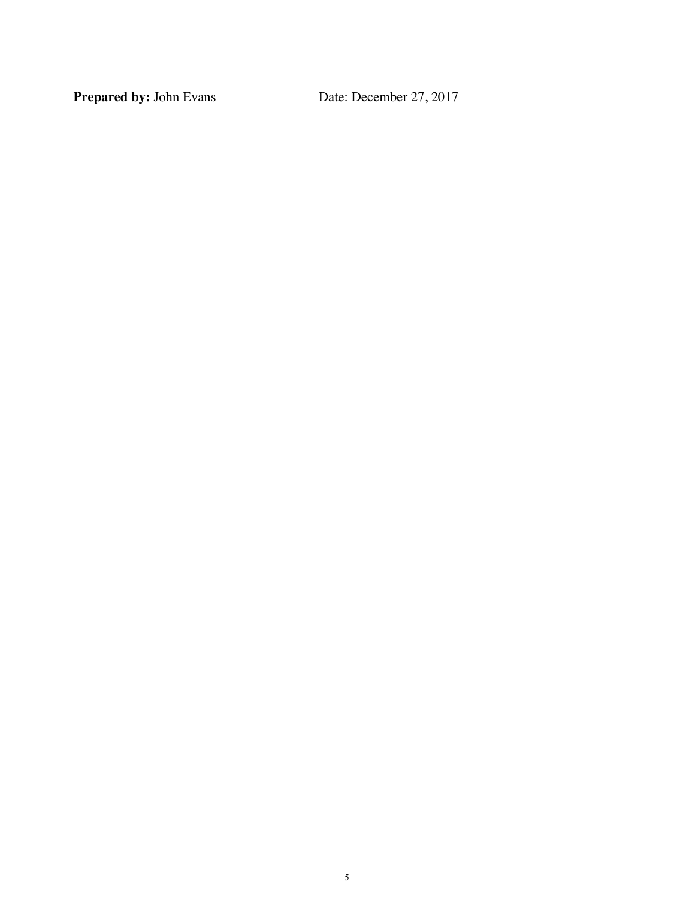**Prepared by:** John Evans Date: December 27, 2017